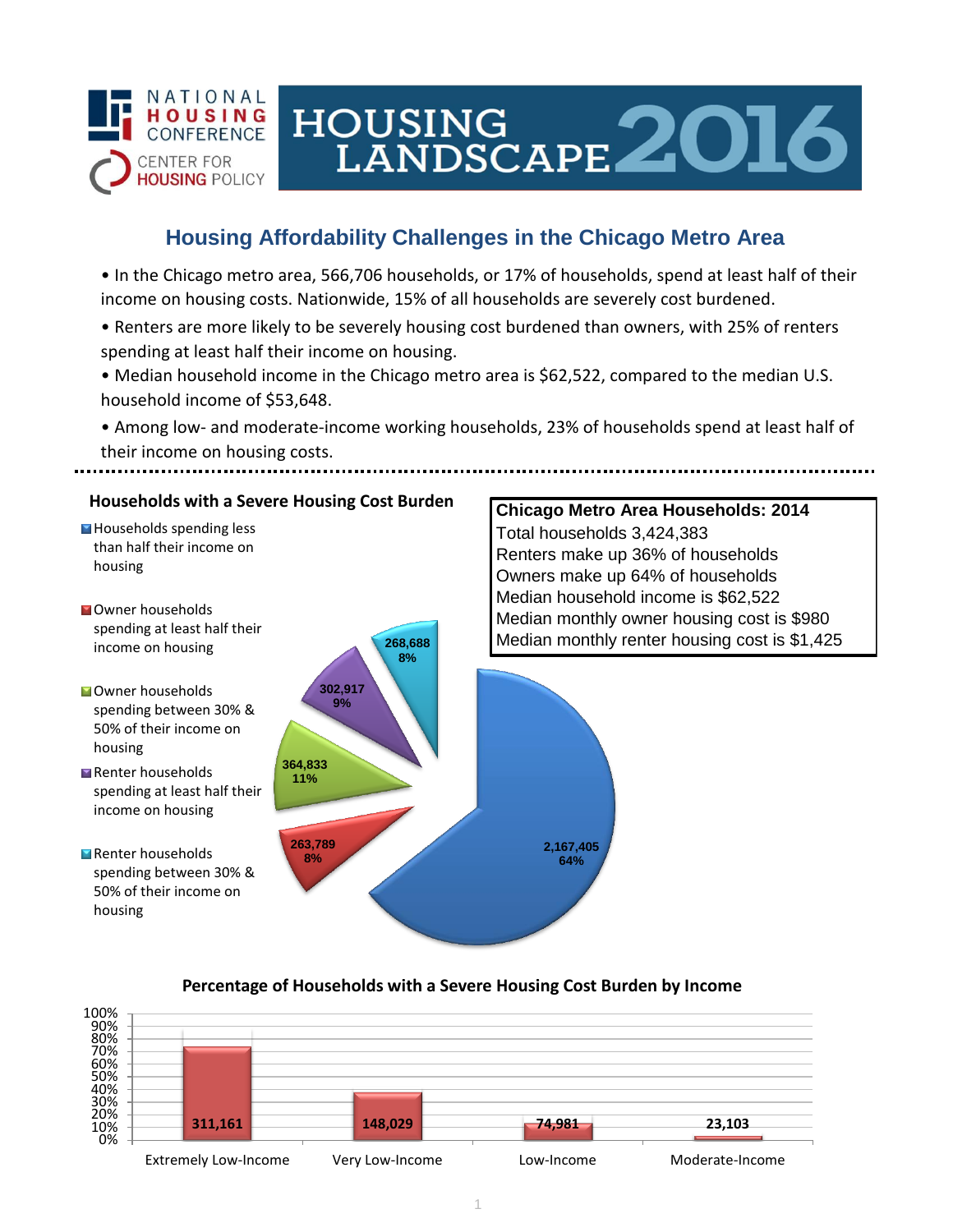NATIONAL HOUSING CONFERENCE

CENTER FOR HOUSING POLICY

# HOUSING LANDSCAPE 2016

## Housing Affordability Challenges in the Chicago Metro Area

- In the Chicago metro area, 566,706 households, or 17% of households, spend at least half of their income on housing costs. Nationwide, 15% of all households are severely cost burdened.
- Renters are more likely to be severely housing cost burdened than owners, with 25% of renters spending at least half their income on housing.
- Median household income in the Chicago metro area is $62,522, compared to the median U.S. household income of $53,648.
- Among low- and moderate-income working households, 23% of households spend at least half of their income on housing costs.

### Households with a Severe Housing Cost Burden

Households spending less than half their income on housing

Owner households spending at least half their income on housing

Owner households spending between 30% & 50% of their income on housing

Renter households spending at least half their income on housing

Renter households spending between 30% & 50% of their income on housing

268,688
8%

302,917
9%

364,833
11%

263,789
8%

2,167,405
64%

**Chicago Metro Area Households: 2014**
Total households 3,424,383
Renters make up 36% of households
Owners make up 64% of households
Median household income is $62,522
Median monthly owner housing cost is $980
Median monthly renter housing cost is $1,425

### Percentage of Households with a Severe Housing Cost Burden by Income

100%
90%
80%
70%
60%
50%
40%
30%
20%
10%
0%

311,161
148,029
74,981
23,103

Extremely Low-Income
Very Low-Income
Low-Income
Moderate-Income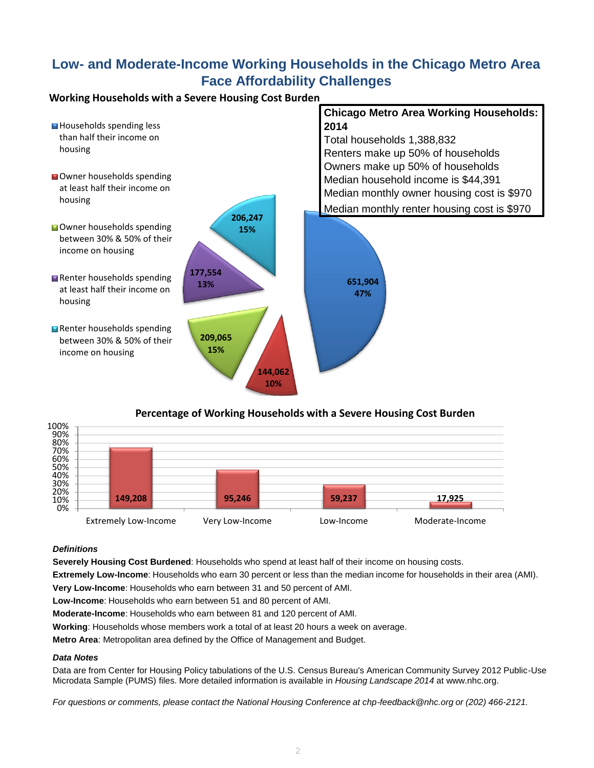# Low- and Moderate-Income Working Households in the Chicago Metro Area Face Affordability Challenges

## Working Households with a Severe Housing Cost Burden

Households spending less than half their income on housing

Owner households spending at least half their income on housing

Owner households spending between 30% & 50% of their income on housing

Renter households spending at least half their income on housing

Renter households spending between 30% & 50% of their income on housing

206,247
15%

177,554
13%

651,904
47%

209,065
15%

144,062
10%

**Chicago Metro Area Working Households: 2014**

Total households 1,388,832

Renters make up 50% of households

Owners make up 50% of households

Median household income is $44,391

Median monthly owner housing cost is $970

Median monthly renter housing cost is $970

## Percentage of Working Households with a Severe Housing Cost Burden

100%
90%
80%
70%
60%
50%
40%
30%
20%
10%
0%

149,208
95,246
59,237
17,925

Extremely Low-Income
Very Low-Income
Low-Income
Moderate-Income

***Definitions***

**Severely Housing Cost Burdened**: Households who spend at least half of their income on housing costs.

**Extremely Low-Income**: Households who earn 30 percent or less than the median income for households in their area (AMI).

**Very Low-Income**: Households who earn between 31 and 50 percent of AMI.

**Low-Income**: Households who earn between 51 and 80 percent of AMI.

**Moderate-Income**: Households who earn between 81 and 120 percent of AMI.

**Working**: Households whose members work a total of at least 20 hours a week on average.

**Metro Area**: Metropolitan area defined by the Office of Management and Budget.

***Data Notes***

Data are from Center for Housing Policy tabulations of the U.S. Census Bureau's American Community Survey 2012 Public-Use Microdata Sample (PUMS) files. More detailed information is available in *Housing Landscape 2014* at www.nhc.org.

*For questions or comments, please contact the National Housing Conference at chp-feedback@nhc.org or (202) 466-2121.*